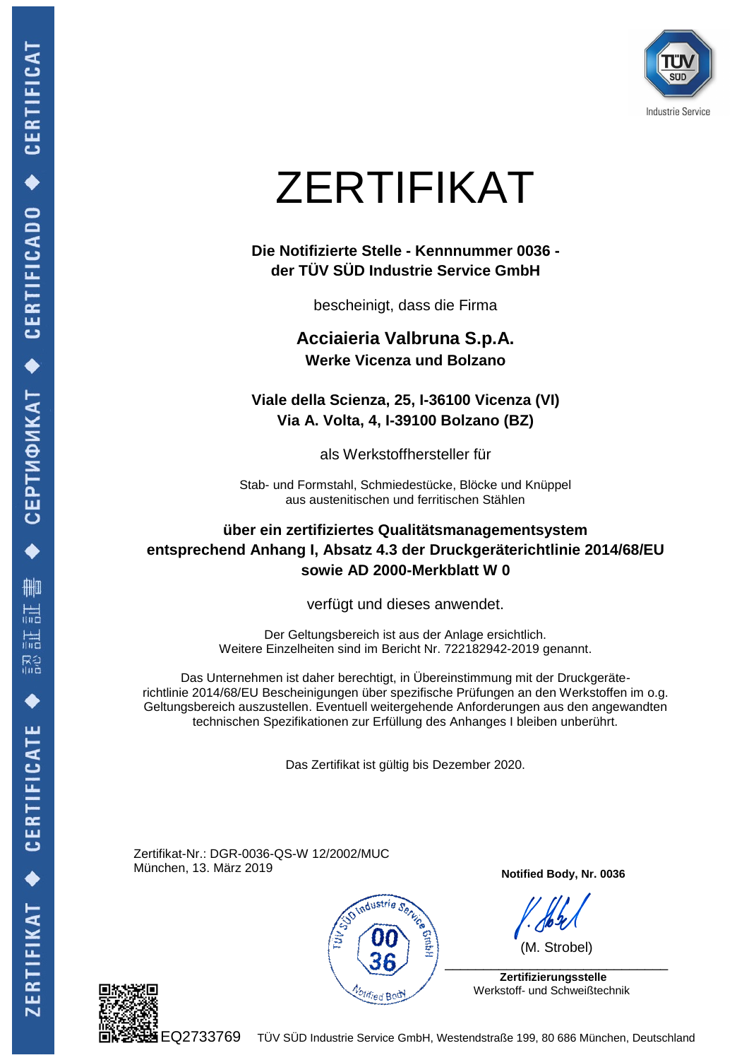# ZERTIFIKAT

**Die Notifizierte Stelle - Kennnummer 0036 -**
**der TÜV SÜD Industrie Service GmbH**

bescheinigt, dass die Firma

**Acciaieria Valbruna S.p.A.**
**Werke Vicenza und Bolzano**

**Viale della Scienza, 25, I-36100 Vicenza (VI)**
**Via A. Volta, 4, I-39100 Bolzano (BZ)**

als Werkstoffhersteller für

Stab- und Formstahl, Schmiedestücke, Blöcke und Knüppel
aus austenitischen und ferritischen Stählen

**über ein zertifiziertes Qualitätsmanagementsystem**
**entsprechend Anhang I, Absatz 4.3 der Druckgeräterichtlinie 2014/68/EU**
**sowie AD 2000-Merkblatt W 0**

verfügt und dieses anwendet.

Der Geltungsbereich ist aus der Anlage ersichtlich.
Weitere Einzelheiten sind im Bericht Nr. 722182942-2019 genannt.

Das Unternehmen ist daher berechtigt, in Übereinstimmung mit der Druckgeräte-richtlinie 2014/68/EU Bescheinigungen über spezifische Prüfungen an den Werkstoffen im o.g. Geltungsbereich auszustellen. Eventuell weitergehende Anforderungen aus den angewandten technischen Spezifikationen zur Erfüllung des Anhanges I bleiben unberührt.

Das Zertifikat ist gültig bis Dezember 2020.

Zertifikat-Nr.: DGR-0036-QS-W 12/2002/MUC
München, 13. März 2019

**Notified Body, Nr. 0036**

(M. Strobel)

**Zertifizierungsstelle**
Werkstoff- und Schweißtechnik

EQ2733769 TÜV SÜD Industrie Service GmbH, Westendstraße 199, 80 686 München, Deutschland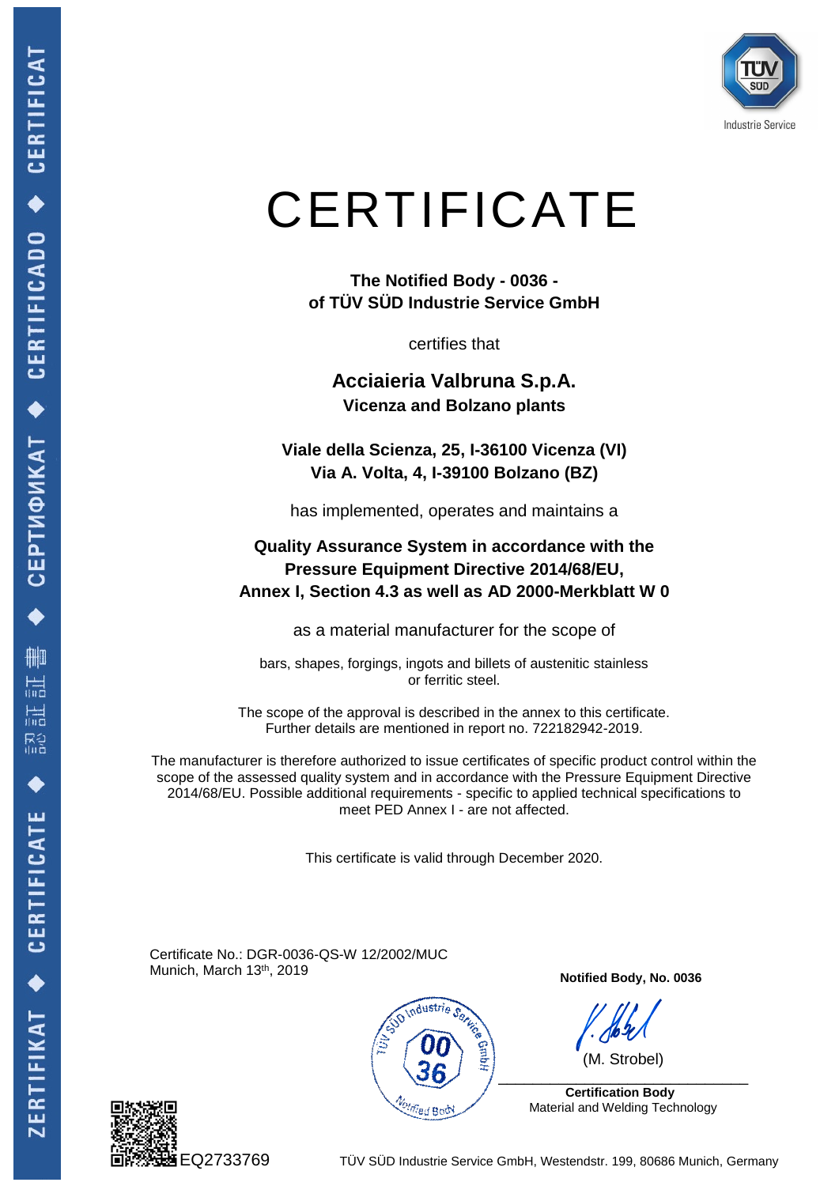# CERTIFICATE

**The Notified Body - 0036 -**
**of TÜV SÜD Industrie Service GmbH**

certifies that

**Acciaieria Valbruna S.p.A.**
**Vicenza and Bolzano plants**

**Viale della Scienza, 25, I-36100 Vicenza (VI)**
**Via A. Volta, 4, I-39100 Bolzano (BZ)**

has implemented, operates and maintains a

**Quality Assurance System in accordance with the Pressure Equipment Directive 2014/68/EU, Annex I, Section 4.3 as well as AD 2000-Merkblatt W 0**

as a material manufacturer for the scope of

bars, shapes, forgings, ingots and billets of austenitic stainless or ferritic steel.

The scope of the approval is described in the annex to this certificate.
Further details are mentioned in report no. 722182942-2019.

The manufacturer is therefore authorized to issue certificates of specific product control within the scope of the assessed quality system and in accordance with the Pressure Equipment Directive 2014/68/EU. Possible additional requirements - specific to applied technical specifications to meet PED Annex I - are not affected.

This certificate is valid through December 2020.

Certificate No.: DGR-0036-QS-W 12/2002/MUC
Munich, March 13th, 2019

**Notified Body, No. 0036**

(M. Strobel)

**Certification Body**
Material and Welding Technology

EQ2733769

TÜV SÜD Industrie Service GmbH, Westendstr. 199, 80686 Munich, Germany